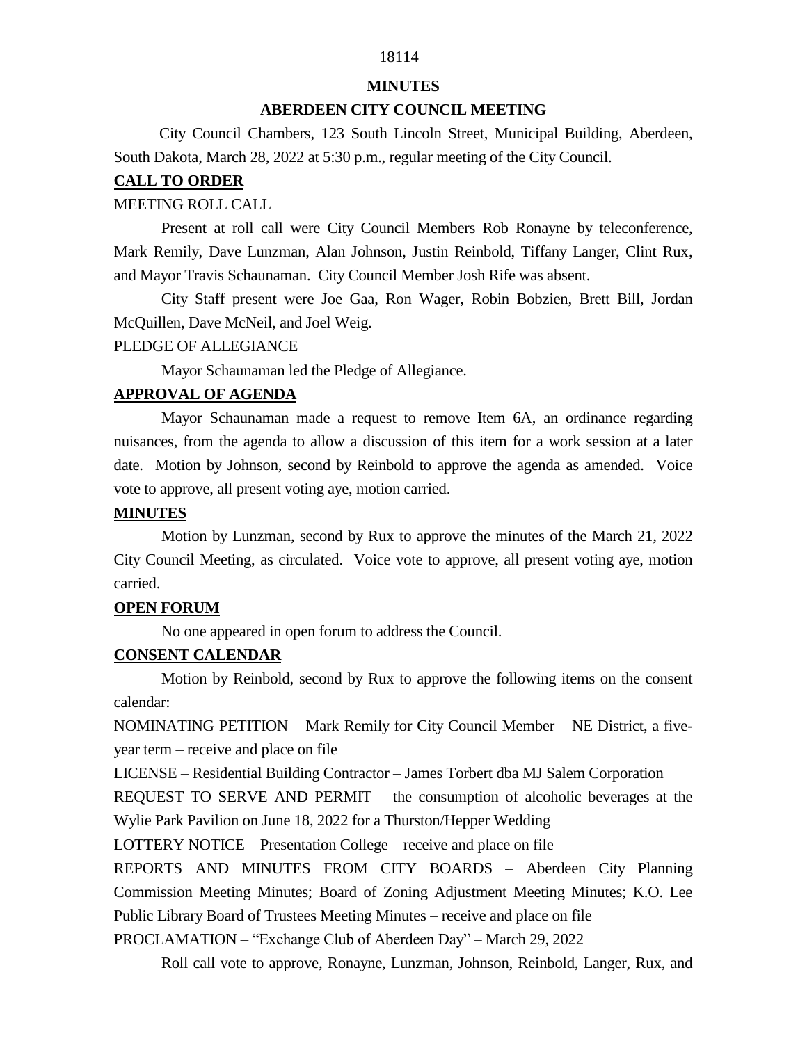**MINUTES**

**ABERDEEN CITY COUNCIL MEETING**

City Council Chambers, 123 South Lincoln Street, Municipal Building, Aberdeen, South Dakota, March 28, 2022 at 5:30 p.m., regular meeting of the City Council.

## CALL TO ORDER

MEETING ROLL CALL

Present at roll call were City Council Members Rob Ronayne by teleconference, Mark Remily, Dave Lunzman, Alan Johnson, Justin Reinbold, Tiffany Langer, Clint Rux, and Mayor Travis Schaunaman. City Council Member Josh Rife was absent.

City Staff present were Joe Gaa, Ron Wager, Robin Bobzien, Brett Bill, Jordan McQuillen, Dave McNeil, and Joel Weig.

PLEDGE OF ALLEGIANCE

Mayor Schaunaman led the Pledge of Allegiance.

## APPROVAL OF AGENDA

Mayor Schaunaman made a request to remove Item 6A, an ordinance regarding nuisances, from the agenda to allow a discussion of this item for a work session at a later date. Motion by Johnson, second by Reinbold to approve the agenda as amended. Voice vote to approve, all present voting aye, motion carried.

## MINUTES

Motion by Lunzman, second by Rux to approve the minutes of the March 21, 2022 City Council Meeting, as circulated. Voice vote to approve, all present voting aye, motion carried.

## OPEN FORUM

No one appeared in open forum to address the Council.

## CONSENT CALENDAR

Motion by Reinbold, second by Rux to approve the following items on the consent calendar:

NOMINATING PETITION – Mark Remily for City Council Member – NE District, a five-year term – receive and place on file

LICENSE – Residential Building Contractor – James Torbert dba MJ Salem Corporation

REQUEST TO SERVE AND PERMIT – the consumption of alcoholic beverages at the Wylie Park Pavilion on June 18, 2022 for a Thurston/Hepper Wedding

LOTTERY NOTICE – Presentation College – receive and place on file

REPORTS AND MINUTES FROM CITY BOARDS – Aberdeen City Planning Commission Meeting Minutes; Board of Zoning Adjustment Meeting Minutes; K.O. Lee Public Library Board of Trustees Meeting Minutes – receive and place on file

PROCLAMATION – "Exchange Club of Aberdeen Day" – March 29, 2022

Roll call vote to approve, Ronayne, Lunzman, Johnson, Reinbold, Langer, Rux, and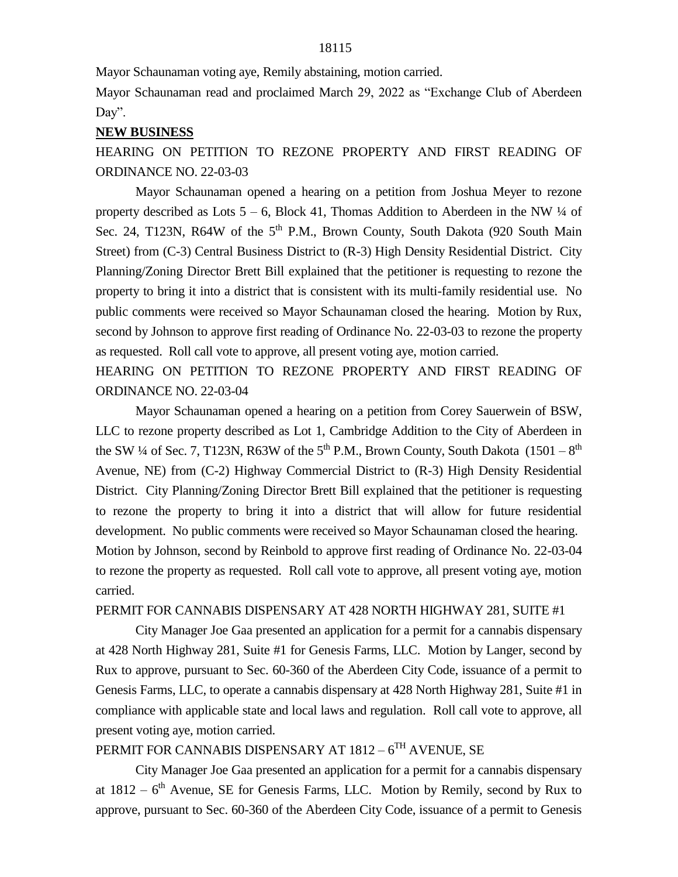Mayor Schaunaman voting aye, Remily abstaining, motion carried.

Mayor Schaunaman read and proclaimed March 29, 2022 as "Exchange Club of Aberdeen Day".

**NEW BUSINESS**

HEARING ON PETITION TO REZONE PROPERTY AND FIRST READING OF ORDINANCE NO. 22-03-03

Mayor Schaunaman opened a hearing on a petition from Joshua Meyer to rezone property described as Lots 5 – 6, Block 41, Thomas Addition to Aberdeen in the NW ¼ of Sec. 24, T123N, R64W of the 5th P.M., Brown County, South Dakota (920 South Main Street) from (C-3) Central Business District to (R-3) High Density Residential District. City Planning/Zoning Director Brett Bill explained that the petitioner is requesting to rezone the property to bring it into a district that is consistent with its multi-family residential use. No public comments were received so Mayor Schaunaman closed the hearing. Motion by Rux, second by Johnson to approve first reading of Ordinance No. 22-03-03 to rezone the property as requested. Roll call vote to approve, all present voting aye, motion carried.

HEARING ON PETITION TO REZONE PROPERTY AND FIRST READING OF ORDINANCE NO. 22-03-04

Mayor Schaunaman opened a hearing on a petition from Corey Sauerwein of BSW, LLC to rezone property described as Lot 1, Cambridge Addition to the City of Aberdeen in the SW ¼ of Sec. 7, T123N, R63W of the 5th P.M., Brown County, South Dakota (1501 – 8th Avenue, NE) from (C-2) Highway Commercial District to (R-3) High Density Residential District. City Planning/Zoning Director Brett Bill explained that the petitioner is requesting to rezone the property to bring it into a district that will allow for future residential development. No public comments were received so Mayor Schaunaman closed the hearing. Motion by Johnson, second by Reinbold to approve first reading of Ordinance No. 22-03-04 to rezone the property as requested. Roll call vote to approve, all present voting aye, motion carried.

PERMIT FOR CANNABIS DISPENSARY AT 428 NORTH HIGHWAY 281, SUITE #1

City Manager Joe Gaa presented an application for a permit for a cannabis dispensary at 428 North Highway 281, Suite #1 for Genesis Farms, LLC. Motion by Langer, second by Rux to approve, pursuant to Sec. 60-360 of the Aberdeen City Code, issuance of a permit to Genesis Farms, LLC, to operate a cannabis dispensary at 428 North Highway 281, Suite #1 in compliance with applicable state and local laws and regulation. Roll call vote to approve, all present voting aye, motion carried.

PERMIT FOR CANNABIS DISPENSARY AT 1812 – 6TH AVENUE, SE

City Manager Joe Gaa presented an application for a permit for a cannabis dispensary at 1812 – 6th Avenue, SE for Genesis Farms, LLC. Motion by Remily, second by Rux to approve, pursuant to Sec. 60-360 of the Aberdeen City Code, issuance of a permit to Genesis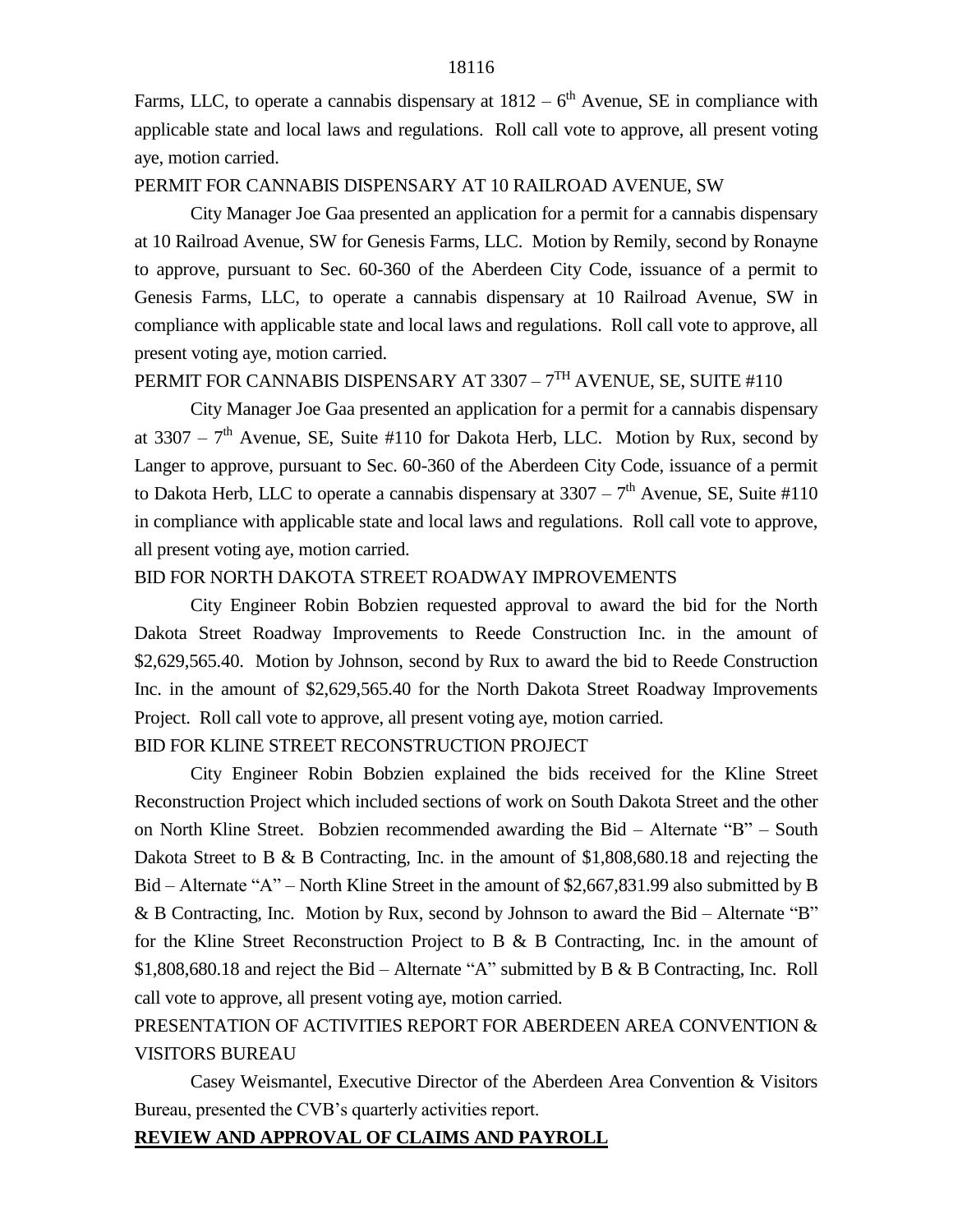Farms, LLC, to operate a cannabis dispensary at 1812 – 6th Avenue, SE in compliance with applicable state and local laws and regulations. Roll call vote to approve, all present voting aye, motion carried.

PERMIT FOR CANNABIS DISPENSARY AT 10 RAILROAD AVENUE, SW

City Manager Joe Gaa presented an application for a permit for a cannabis dispensary at 10 Railroad Avenue, SW for Genesis Farms, LLC. Motion by Remily, second by Ronayne to approve, pursuant to Sec. 60-360 of the Aberdeen City Code, issuance of a permit to Genesis Farms, LLC, to operate a cannabis dispensary at 10 Railroad Avenue, SW in compliance with applicable state and local laws and regulations. Roll call vote to approve, all present voting aye, motion carried.

PERMIT FOR CANNABIS DISPENSARY AT 3307 – 7TH AVENUE, SE, SUITE #110

City Manager Joe Gaa presented an application for a permit for a cannabis dispensary at 3307 – 7th Avenue, SE, Suite #110 for Dakota Herb, LLC. Motion by Rux, second by Langer to approve, pursuant to Sec. 60-360 of the Aberdeen City Code, issuance of a permit to Dakota Herb, LLC to operate a cannabis dispensary at 3307 – 7th Avenue, SE, Suite #110 in compliance with applicable state and local laws and regulations. Roll call vote to approve, all present voting aye, motion carried.

BID FOR NORTH DAKOTA STREET ROADWAY IMPROVEMENTS

City Engineer Robin Bobzien requested approval to award the bid for the North Dakota Street Roadway Improvements to Reede Construction Inc. in the amount of $2,629,565.40. Motion by Johnson, second by Rux to award the bid to Reede Construction Inc. in the amount of $2,629,565.40 for the North Dakota Street Roadway Improvements Project. Roll call vote to approve, all present voting aye, motion carried.

BID FOR KLINE STREET RECONSTRUCTION PROJECT

City Engineer Robin Bobzien explained the bids received for the Kline Street Reconstruction Project which included sections of work on South Dakota Street and the other on North Kline Street. Bobzien recommended awarding the Bid – Alternate "B" – South Dakota Street to B & B Contracting, Inc. in the amount of $1,808,680.18 and rejecting the Bid – Alternate "A" – North Kline Street in the amount of $2,667,831.99 also submitted by B & B Contracting, Inc. Motion by Rux, second by Johnson to award the Bid – Alternate "B" for the Kline Street Reconstruction Project to B & B Contracting, Inc. in the amount of $1,808,680.18 and reject the Bid – Alternate "A" submitted by B & B Contracting, Inc. Roll call vote to approve, all present voting aye, motion carried.

PRESENTATION OF ACTIVITIES REPORT FOR ABERDEEN AREA CONVENTION & VISITORS BUREAU

Casey Weismantel, Executive Director of the Aberdeen Area Convention & Visitors Bureau, presented the CVB's quarterly activities report.

**REVIEW AND APPROVAL OF CLAIMS AND PAYROLL**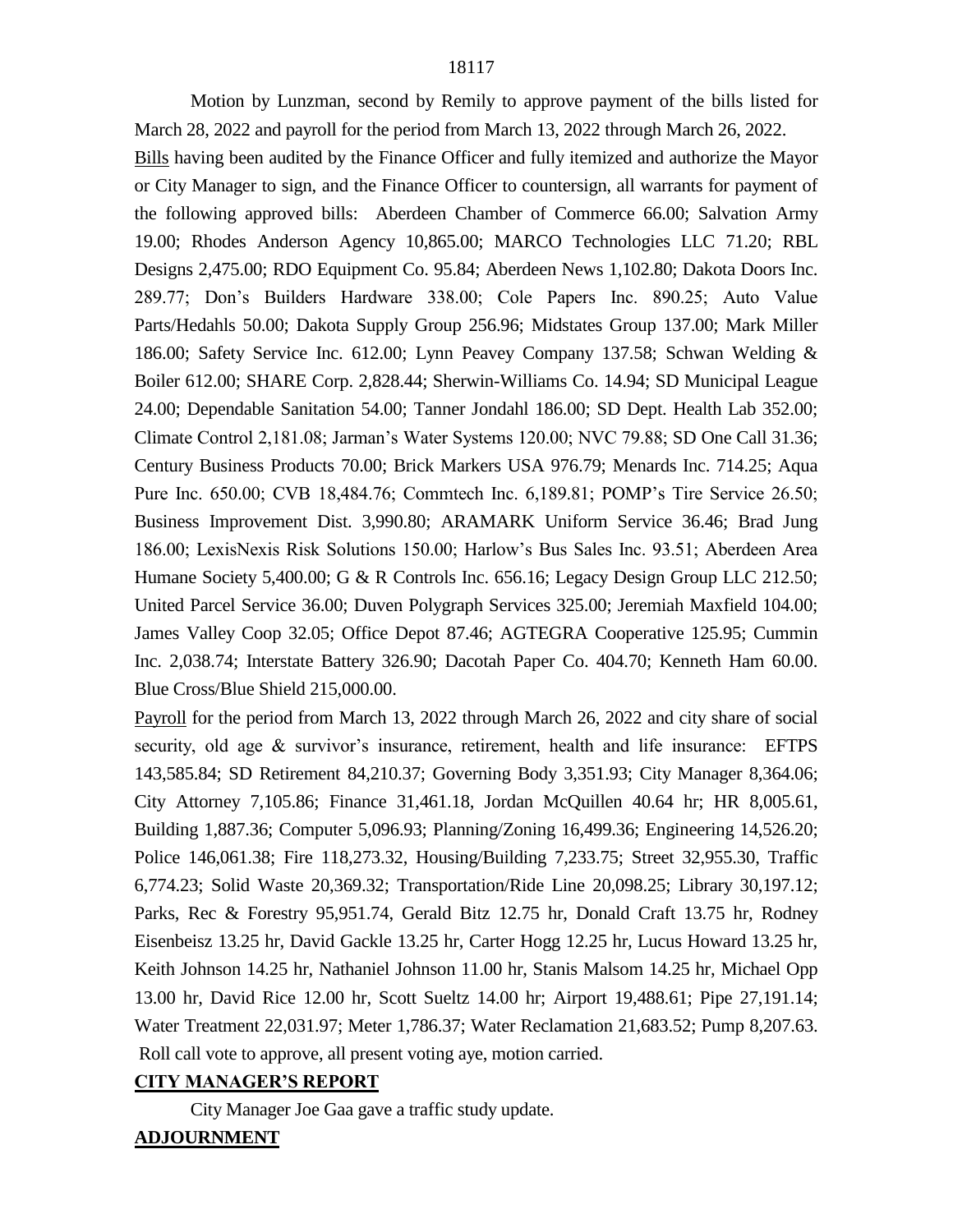Motion by Lunzman, second by Remily to approve payment of the bills listed for March 28, 2022 and payroll for the period from March 13, 2022 through March 26, 2022.

Bills having been audited by the Finance Officer and fully itemized and authorize the Mayor or City Manager to sign, and the Finance Officer to countersign, all warrants for payment of the following approved bills: Aberdeen Chamber of Commerce 66.00; Salvation Army 19.00; Rhodes Anderson Agency 10,865.00; MARCO Technologies LLC 71.20; RBL Designs 2,475.00; RDO Equipment Co. 95.84; Aberdeen News 1,102.80; Dakota Doors Inc. 289.77; Don's Builders Hardware 338.00; Cole Papers Inc. 890.25; Auto Value Parts/Hedahls 50.00; Dakota Supply Group 256.96; Midstates Group 137.00; Mark Miller 186.00; Safety Service Inc. 612.00; Lynn Peavey Company 137.58; Schwan Welding & Boiler 612.00; SHARE Corp. 2,828.44; Sherwin-Williams Co. 14.94; SD Municipal League 24.00; Dependable Sanitation 54.00; Tanner Jondahl 186.00; SD Dept. Health Lab 352.00; Climate Control 2,181.08; Jarman's Water Systems 120.00; NVC 79.88; SD One Call 31.36; Century Business Products 70.00; Brick Markers USA 976.79; Menards Inc. 714.25; Aqua Pure Inc. 650.00; CVB 18,484.76; Commtech Inc. 6,189.81; POMP's Tire Service 26.50; Business Improvement Dist. 3,990.80; ARAMARK Uniform Service 36.46; Brad Jung 186.00; LexisNexis Risk Solutions 150.00; Harlow's Bus Sales Inc. 93.51; Aberdeen Area Humane Society 5,400.00; G & R Controls Inc. 656.16; Legacy Design Group LLC 212.50; United Parcel Service 36.00; Duven Polygraph Services 325.00; Jeremiah Maxfield 104.00; James Valley Coop 32.05; Office Depot 87.46; AGTEGRA Cooperative 125.95; Cummin Inc. 2,038.74; Interstate Battery 326.90; Dacotah Paper Co. 404.70; Kenneth Ham 60.00. Blue Cross/Blue Shield 215,000.00.

Payroll for the period from March 13, 2022 through March 26, 2022 and city share of social security, old age & survivor's insurance, retirement, health and life insurance: EFTPS 143,585.84; SD Retirement 84,210.37; Governing Body 3,351.93; City Manager 8,364.06; City Attorney 7,105.86; Finance 31,461.18, Jordan McQuillen 40.64 hr; HR 8,005.61, Building 1,887.36; Computer 5,096.93; Planning/Zoning 16,499.36; Engineering 14,526.20; Police 146,061.38; Fire 118,273.32, Housing/Building 7,233.75; Street 32,955.30, Traffic 6,774.23; Solid Waste 20,369.32; Transportation/Ride Line 20,098.25; Library 30,197.12; Parks, Rec & Forestry 95,951.74, Gerald Bitz 12.75 hr, Donald Craft 13.75 hr, Rodney Eisenbeisz 13.25 hr, David Gackle 13.25 hr, Carter Hogg 12.25 hr, Lucus Howard 13.25 hr, Keith Johnson 14.25 hr, Nathaniel Johnson 11.00 hr, Stanis Malsom 14.25 hr, Michael Opp 13.00 hr, David Rice 12.00 hr, Scott Sueltz 14.00 hr; Airport 19,488.61; Pipe 27,191.14; Water Treatment 22,031.97; Meter 1,786.37; Water Reclamation 21,683.52; Pump 8,207.63. Roll call vote to approve, all present voting aye, motion carried.

**CITY MANAGER'S REPORT**

City Manager Joe Gaa gave a traffic study update.

**ADJOURNMENT**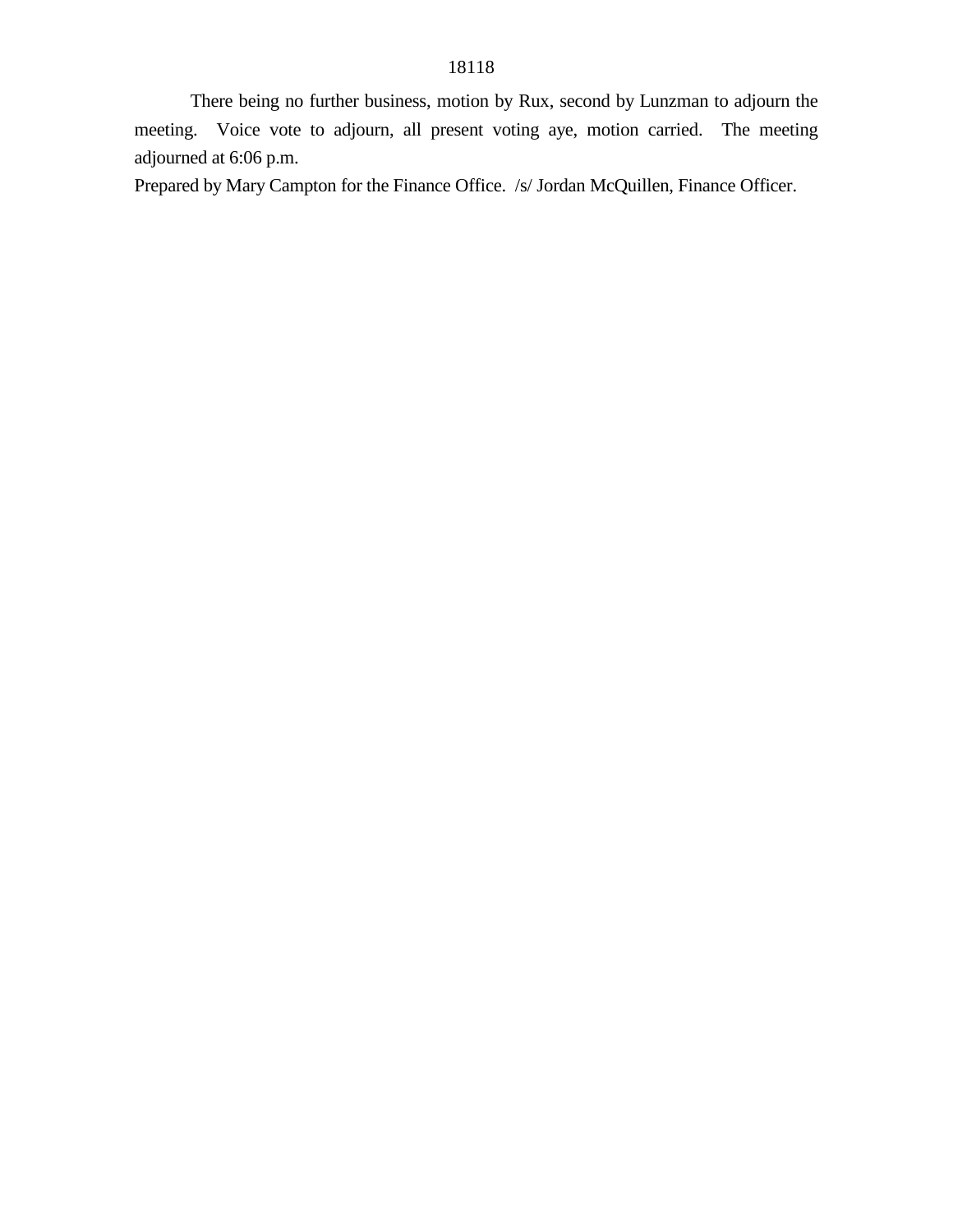There being no further business, motion by Rux, second by Lunzman to adjourn the meeting. Voice vote to adjourn, all present voting aye, motion carried. The meeting adjourned at 6:06 p.m.

Prepared by Mary Campton for the Finance Office. /s/ Jordan McQuillen, Finance Officer.